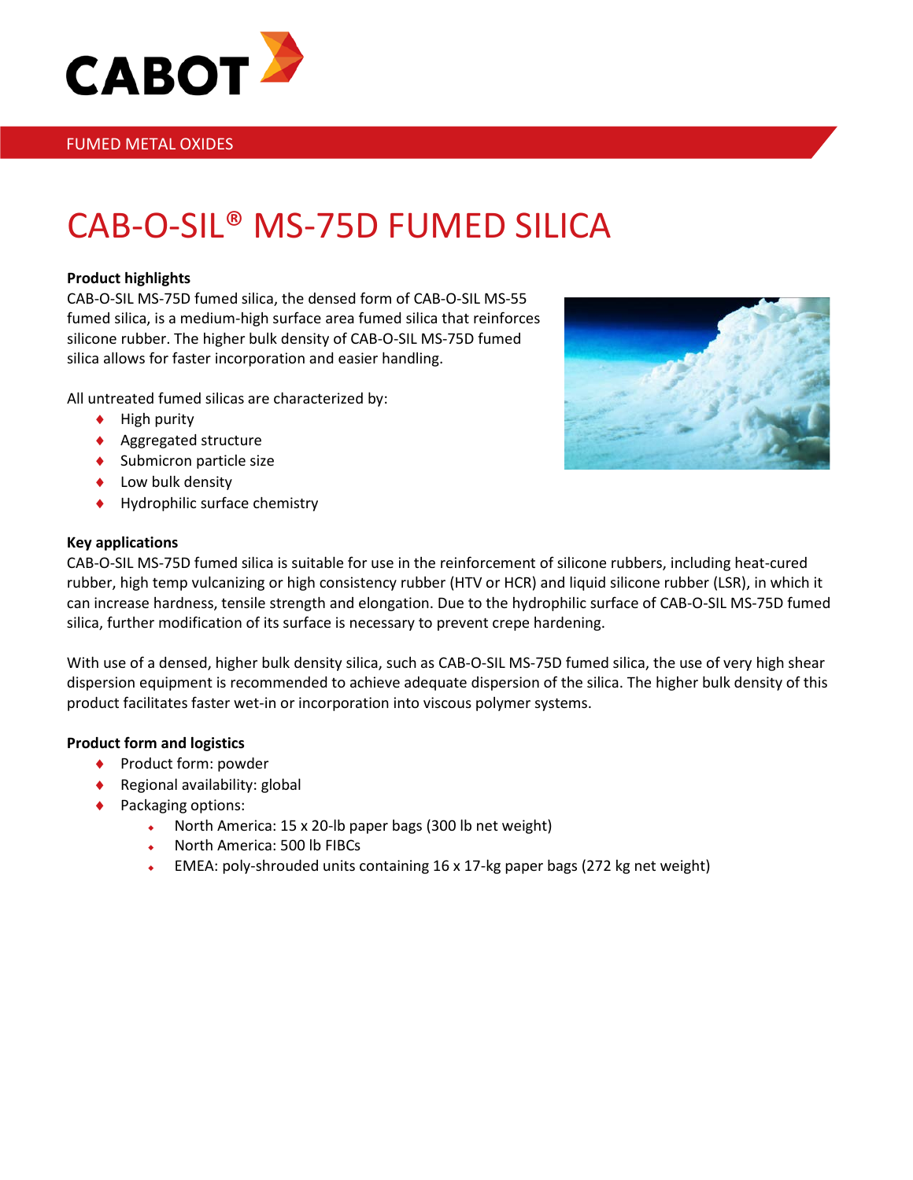CABOT

FUMED METAL OXIDES

# CAB-O-SIL® MS-75D FUMED SILICA

**Product highlights**

CAB-O-SIL MS-75D fumed silica, the densed form of CAB-O-SIL MS-55 fumed silica, is a medium-high surface area fumed silica that reinforces silicone rubber. The higher bulk density of CAB-O-SIL MS-75D fumed silica allows for faster incorporation and easier handling.

All untreated fumed silicas are characterized by:

- High purity
- Aggregated structure
- Submicron particle size
- Low bulk density
- Hydrophilic surface chemistry

**Key applications**

CAB-O-SIL MS-75D fumed silica is suitable for use in the reinforcement of silicone rubbers, including heat-cured rubber, high temp vulcanizing or high consistency rubber (HTV or HCR) and liquid silicone rubber (LSR), in which it can increase hardness, tensile strength and elongation. Due to the hydrophilic surface of CAB-O-SIL MS-75D fumed silica, further modification of its surface is necessary to prevent crepe hardening.

With use of a densed, higher bulk density silica, such as CAB-O-SIL MS-75D fumed silica, the use of very high shear dispersion equipment is recommended to achieve adequate dispersion of the silica. The higher bulk density of this product facilitates faster wet-in or incorporation into viscous polymer systems.

**Product form and logistics**

- Product form: powder
- Regional availability: global
- Packaging options:
  - North America: 15 x 20-lb paper bags (300 lb net weight)
  - North America: 500 lb FIBCs
  - EMEA: poly-shrouded units containing 16 x 17-kg paper bags (272 kg net weight)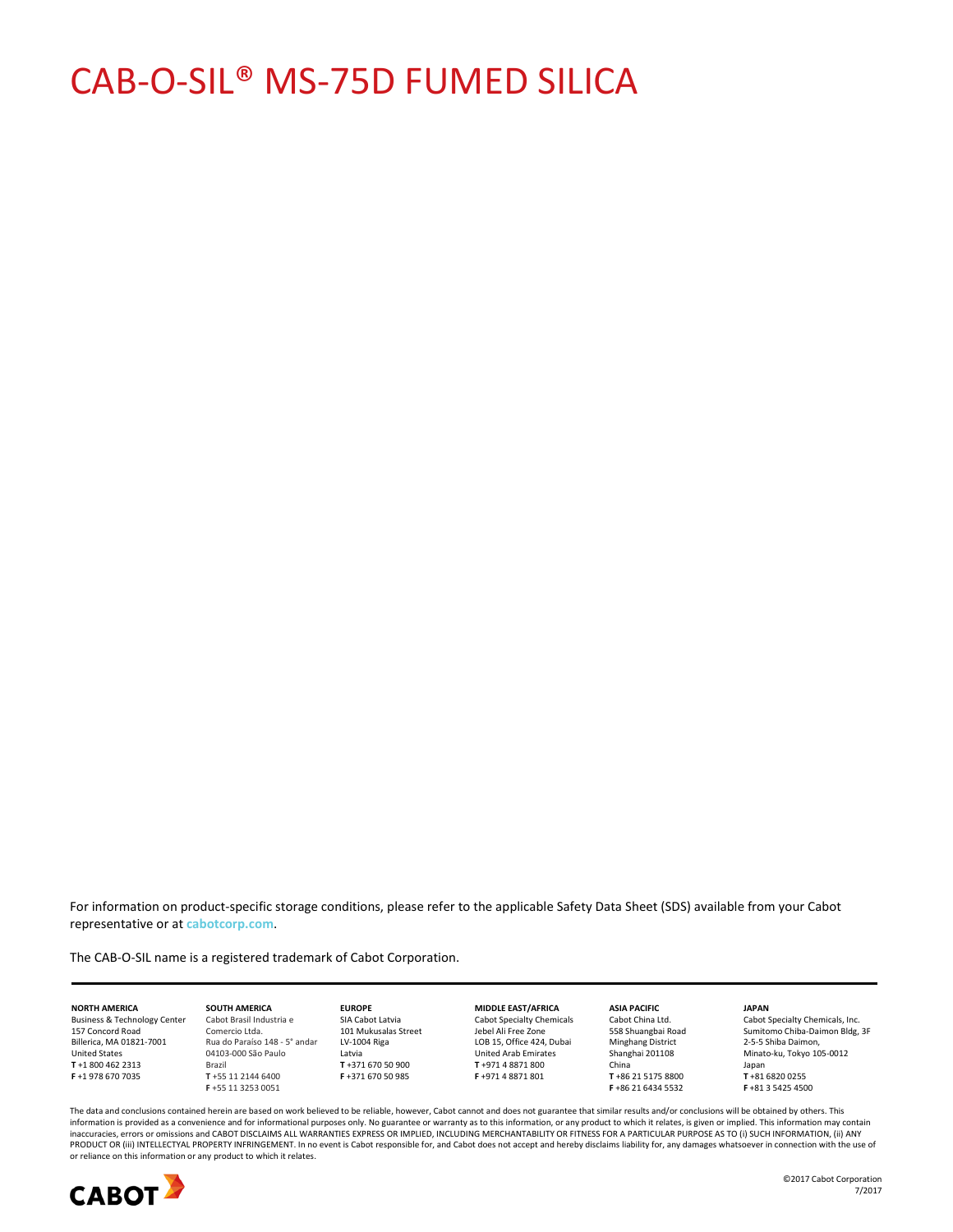# CAB-O-SIL® MS-75D FUMED SILICA

For information on product-specific storage conditions, please refer to the applicable Safety Data Sheet (SDS) available from your Cabot representative or at cabotcorp.com.

The CAB-O-SIL name is a registered trademark of Cabot Corporation.

**NORTH AMERICA**
Business & Technology Center
157 Concord Road
Billerica, MA 01821-7001
United States
**T** +1 800 462 2313
**F** +1 978 670 7035

**SOUTH AMERICA**
Cabot Brasil Industria e Comercio Ltda.
Rua do Paraíso 148 - 5° andar
04103-000 São Paulo
Brazil
**T** +55 11 2144 6400
**F** +55 11 3253 0051

**EUROPE**
SIA Cabot Latvia
101 Mukusalas Street
LV-1004 Riga
Latvia
**T** +371 670 50 900
**F** +371 670 50 985

**MIDDLE EAST/AFRICA**
Cabot Specialty Chemicals
Jebel Ali Free Zone
LOB 15, Office 424, Dubai
United Arab Emirates
**T** +971 4 8871 800
**F** +971 4 8871 801

**ASIA PACIFIC**
Cabot China Ltd.
558 Shuangbai Road
Minghang District
Shanghai 201108
China
**T** +86 21 5175 8800
**F** +86 21 6434 5532

**JAPAN**
Cabot Specialty Chemicals, Inc.
Sumitomo Chiba-Daimon Bldg, 3F
2-5-5 Shiba Daimon,
Minato-ku, Tokyo 105-0012
Japan
**T** +81 6820 0255
**F** +81 3 5425 4500

The data and conclusions contained herein are based on work believed to be reliable, however, Cabot cannot and does not guarantee that similar results and/or conclusions will be obtained by others. This information is provided as a convenience and for informational purposes only. No guarantee or warranty as to this information, or any product to which it relates, is given or implied. This information may contain inaccuracies, errors or omissions and CABOT DISCLAIMS ALL WARRANTIES EXPRESS OR IMPLIED, INCLUDING MERCHANTABILITY OR FITNESS FOR A PARTICULAR PURPOSE AS TO (i) SUCH INFORMATION, (ii) ANY PRODUCT OR (iii) INTELLECTYAL PROPERTY INFRINGEMENT. In no event is Cabot responsible for, and Cabot does not accept and hereby disclaims liability for, any damages whatsoever in connection with the use of or reliance on this information or any product to which it relates.

CABOT

©2017 Cabot Corporation
7/2017